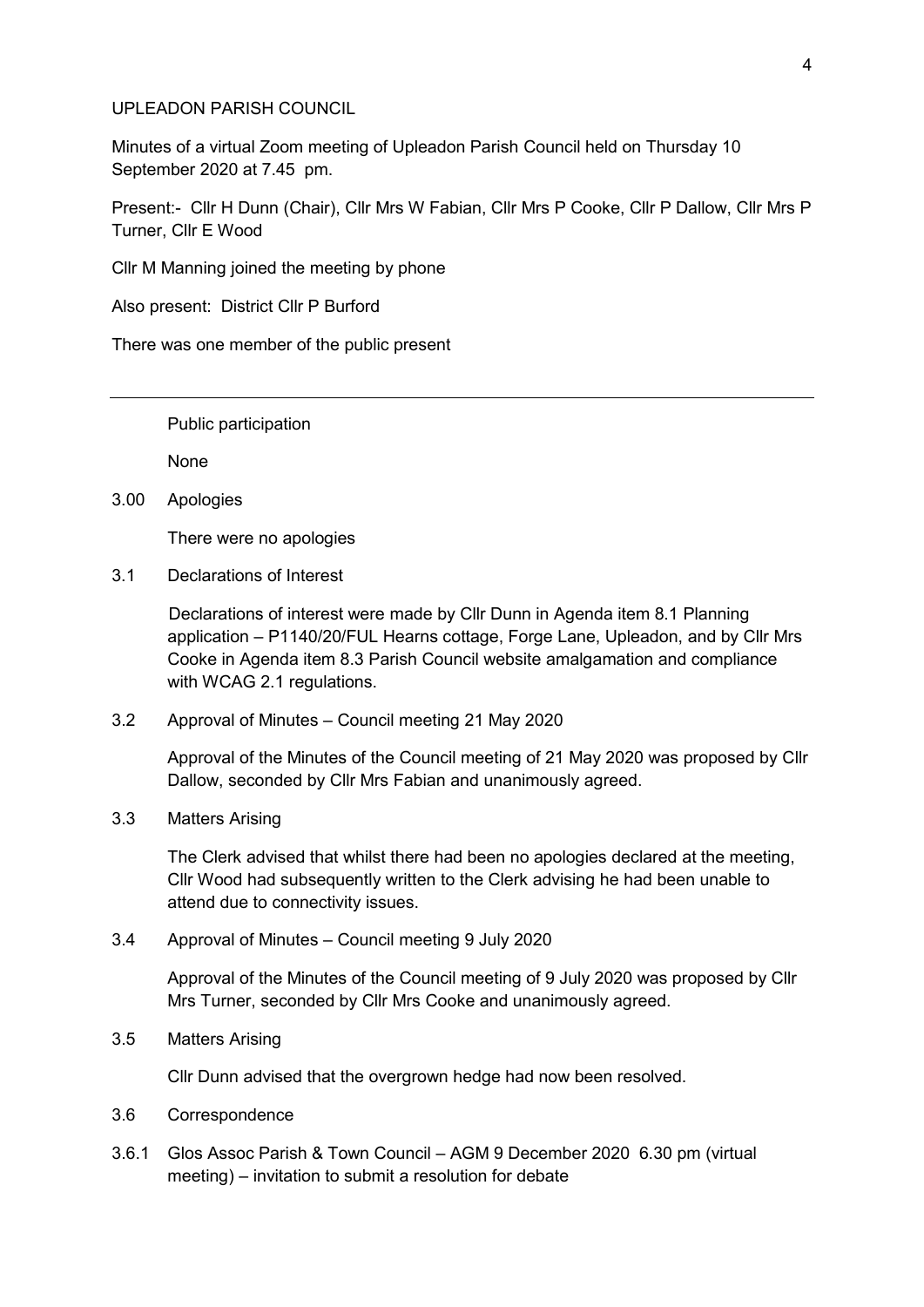UPLEADON PARISH COUNCIL

Minutes of a virtual Zoom meeting of Upleadon Parish Council held on Thursday 10 September 2020 at 7.45 pm.

Present:- Cllr H Dunn (Chair), Cllr Mrs W Fabian, Cllr Mrs P Cooke, Cllr P Dallow, Cllr Mrs P Turner, Cllr E Wood

Cllr M Manning joined the meeting by phone

Also present: District Cllr P Burford

There was one member of the public present

---

Public participation

None

3.00 Apologies

There were no apologies

3.1 Declarations of Interest

Declarations of interest were made by Cllr Dunn in Agenda item 8.1 Planning application – P1140/20/FUL Hearns cottage, Forge Lane, Upleadon, and by Cllr Mrs Cooke in Agenda item 8.3 Parish Council website amalgamation and compliance with WCAG 2.1 regulations.

3.2 Approval of Minutes – Council meeting 21 May 2020

Approval of the Minutes of the Council meeting of 21 May 2020 was proposed by Cllr Dallow, seconded by Cllr Mrs Fabian and unanimously agreed.

3.3 Matters Arising

The Clerk advised that whilst there had been no apologies declared at the meeting, Cllr Wood had subsequently written to the Clerk advising he had been unable to attend due to connectivity issues.

3.4 Approval of Minutes – Council meeting 9 July 2020

Approval of the Minutes of the Council meeting of 9 July 2020 was proposed by Cllr Mrs Turner, seconded by Cllr Mrs Cooke and unanimously agreed.

3.5 Matters Arising

Cllr Dunn advised that the overgrown hedge had now been resolved.

3.6 Correspondence

3.6.1 Glos Assoc Parish & Town Council – AGM 9 December 2020 6.30 pm (virtual meeting) – invitation to submit a resolution for debate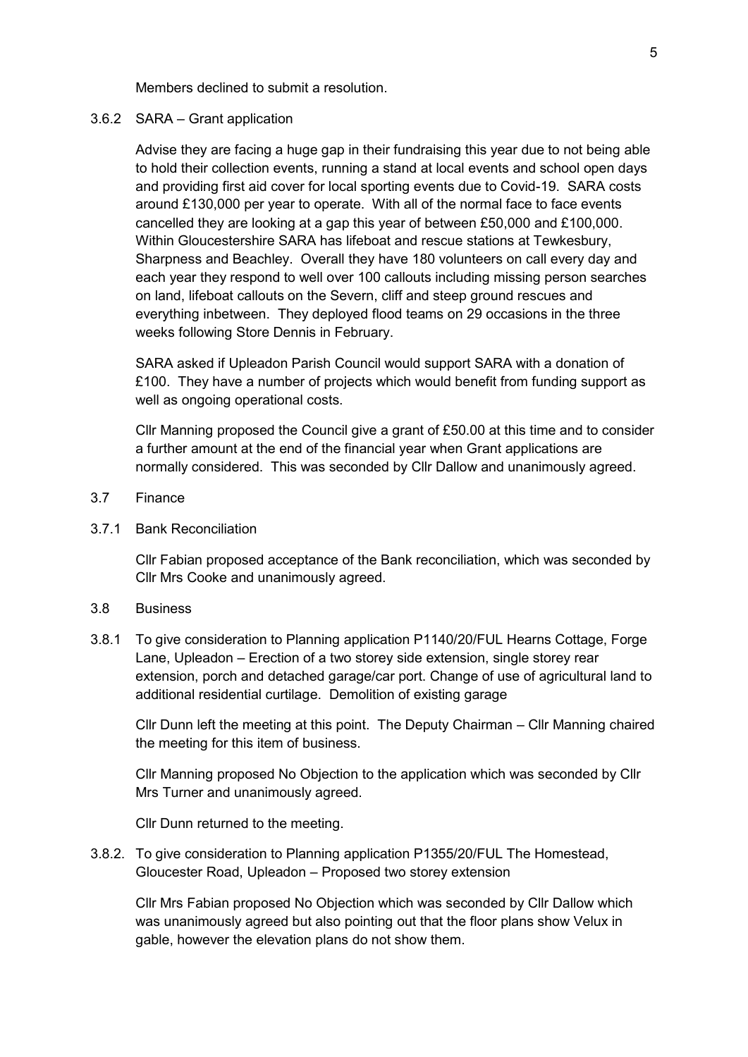Members declined to submit a resolution.

3.6.2 SARA – Grant application

Advise they are facing a huge gap in their fundraising this year due to not being able to hold their collection events, running a stand at local events and school open days and providing first aid cover for local sporting events due to Covid-19. SARA costs around £130,000 per year to operate. With all of the normal face to face events cancelled they are looking at a gap this year of between £50,000 and £100,000. Within Gloucestershire SARA has lifeboat and rescue stations at Tewkesbury, Sharpness and Beachley. Overall they have 180 volunteers on call every day and each year they respond to well over 100 callouts including missing person searches on land, lifeboat callouts on the Severn, cliff and steep ground rescues and everything inbetween. They deployed flood teams on 29 occasions in the three weeks following Store Dennis in February.

SARA asked if Upleadon Parish Council would support SARA with a donation of £100. They have a number of projects which would benefit from funding support as well as ongoing operational costs.

Cllr Manning proposed the Council give a grant of £50.00 at this time and to consider a further amount at the end of the financial year when Grant applications are normally considered. This was seconded by Cllr Dallow and unanimously agreed.

3.7 Finance

3.7.1 Bank Reconciliation

Cllr Fabian proposed acceptance of the Bank reconciliation, which was seconded by Cllr Mrs Cooke and unanimously agreed.

3.8 Business

3.8.1 To give consideration to Planning application P1140/20/FUL Hearns Cottage, Forge Lane, Upleadon – Erection of a two storey side extension, single storey rear extension, porch and detached garage/car port. Change of use of agricultural land to additional residential curtilage. Demolition of existing garage

Cllr Dunn left the meeting at this point. The Deputy Chairman – Cllr Manning chaired the meeting for this item of business.

Cllr Manning proposed No Objection to the application which was seconded by Cllr Mrs Turner and unanimously agreed.

Cllr Dunn returned to the meeting.

3.8.2. To give consideration to Planning application P1355/20/FUL The Homestead, Gloucester Road, Upleadon – Proposed two storey extension

Cllr Mrs Fabian proposed No Objection which was seconded by Cllr Dallow which was unanimously agreed but also pointing out that the floor plans show Velux in gable, however the elevation plans do not show them.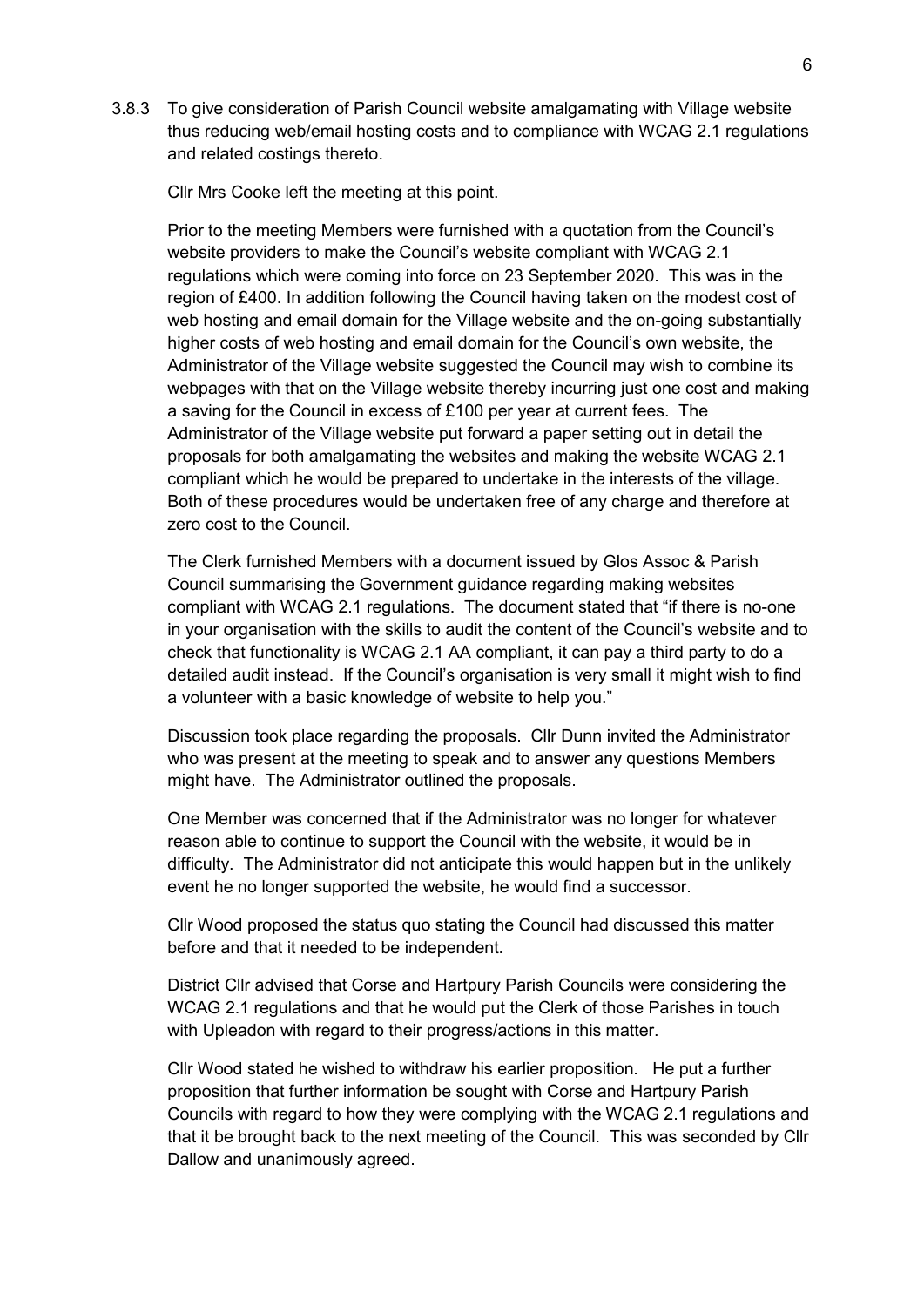3.8.3 To give consideration of Parish Council website amalgamating with Village website thus reducing web/email hosting costs and to compliance with WCAG 2.1 regulations and related costings thereto.

Cllr Mrs Cooke left the meeting at this point.

Prior to the meeting Members were furnished with a quotation from the Council's website providers to make the Council's website compliant with WCAG 2.1 regulations which were coming into force on 23 September 2020. This was in the region of £400. In addition following the Council having taken on the modest cost of web hosting and email domain for the Village website and the on-going substantially higher costs of web hosting and email domain for the Council's own website, the Administrator of the Village website suggested the Council may wish to combine its webpages with that on the Village website thereby incurring just one cost and making a saving for the Council in excess of £100 per year at current fees. The Administrator of the Village website put forward a paper setting out in detail the proposals for both amalgamating the websites and making the website WCAG 2.1 compliant which he would be prepared to undertake in the interests of the village. Both of these procedures would be undertaken free of any charge and therefore at zero cost to the Council.

The Clerk furnished Members with a document issued by Glos Assoc & Parish Council summarising the Government guidance regarding making websites compliant with WCAG 2.1 regulations. The document stated that "if there is no-one in your organisation with the skills to audit the content of the Council's website and to check that functionality is WCAG 2.1 AA compliant, it can pay a third party to do a detailed audit instead. If the Council's organisation is very small it might wish to find a volunteer with a basic knowledge of website to help you."

Discussion took place regarding the proposals. Cllr Dunn invited the Administrator who was present at the meeting to speak and to answer any questions Members might have. The Administrator outlined the proposals.

One Member was concerned that if the Administrator was no longer for whatever reason able to continue to support the Council with the website, it would be in difficulty. The Administrator did not anticipate this would happen but in the unlikely event he no longer supported the website, he would find a successor.

Cllr Wood proposed the status quo stating the Council had discussed this matter before and that it needed to be independent.

District Cllr advised that Corse and Hartpury Parish Councils were considering the WCAG 2.1 regulations and that he would put the Clerk of those Parishes in touch with Upleadon with regard to their progress/actions in this matter.

Cllr Wood stated he wished to withdraw his earlier proposition. He put a further proposition that further information be sought with Corse and Hartpury Parish Councils with regard to how they were complying with the WCAG 2.1 regulations and that it be brought back to the next meeting of the Council. This was seconded by Cllr Dallow and unanimously agreed.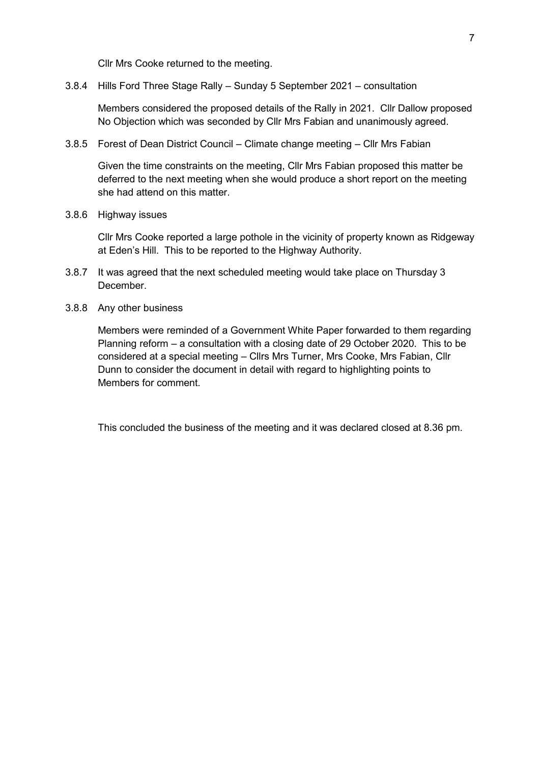Cllr Mrs Cooke returned to the meeting.

3.8.4 Hills Ford Three Stage Rally – Sunday 5 September 2021 – consultation

Members considered the proposed details of the Rally in 2021. Cllr Dallow proposed No Objection which was seconded by Cllr Mrs Fabian and unanimously agreed.

3.8.5 Forest of Dean District Council – Climate change meeting – Cllr Mrs Fabian

Given the time constraints on the meeting, Cllr Mrs Fabian proposed this matter be deferred to the next meeting when she would produce a short report on the meeting she had attend on this matter.

3.8.6 Highway issues

Cllr Mrs Cooke reported a large pothole in the vicinity of property known as Ridgeway at Eden's Hill. This to be reported to the Highway Authority.

3.8.7 It was agreed that the next scheduled meeting would take place on Thursday 3 December.

3.8.8 Any other business

Members were reminded of a Government White Paper forwarded to them regarding Planning reform – a consultation with a closing date of 29 October 2020. This to be considered at a special meeting – Cllrs Mrs Turner, Mrs Cooke, Mrs Fabian, Cllr Dunn to consider the document in detail with regard to highlighting points to Members for comment.

This concluded the business of the meeting and it was declared closed at 8.36 pm.